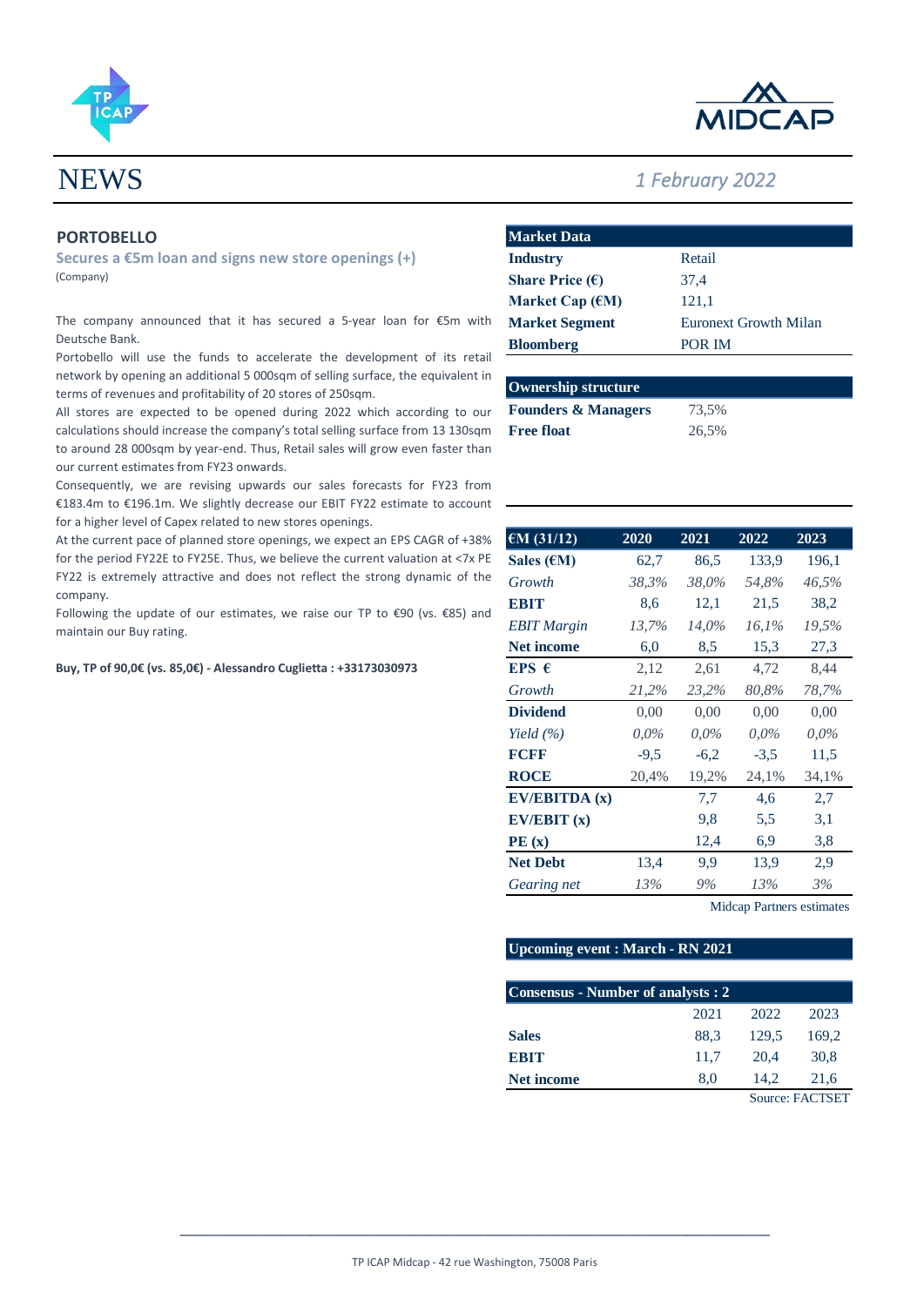# NEWS

*1 February 2022*

## PORTOBELLO

**Secures a €5m loan and signs new store openings (+)**

(Company)

The company announced that it has secured a 5-year loan for €5m with Deutsche Bank.

Portobello will use the funds to accelerate the development of its retail network by opening an additional 5 000sqm of selling surface, the equivalent in terms of revenues and profitability of 20 stores of 250sqm.

All stores are expected to be opened during 2022 which according to our calculations should increase the company's total selling surface from 13 130sqm to around 28 000sqm by year-end. Thus, Retail sales will grow even faster than our current estimates from FY23 onwards.

Consequently, we are revising upwards our sales forecasts for FY23 from €183.4m to €196.1m. We slightly decrease our EBIT FY22 estimate to account for a higher level of Capex related to new stores openings.

At the current pace of planned store openings, we expect an EPS CAGR of +38% for the period FY22E to FY25E. Thus, we believe the current valuation at <7x PE FY22 is extremely attractive and does not reflect the strong dynamic of the company.

Following the update of our estimates, we raise our TP to €90 (vs. €85) and maintain our Buy rating.

**Buy, TP of 90,0€ (vs. 85,0€) - Alessandro Cuglietta : +33173030973**

| Market Data | |
|---|---|
| **Industry** | Retail |
| **Share Price (€)** | 37,4 |
| **Market Cap (€M)** | 121,1 |
| **Market Segment** | Euronext Growth Milan |
| **Bloomberg** | POR IM |

| Ownership structure | |
|---|---|
| **Founders & Managers** | 73,5% |
| **Free float** | 26,5% |

| €M (31/12) | 2020 | 2021 | 2022 | 2023 |
|---|---|---|---|---|
| **Sales (€M)** | 62,7 | 86,5 | 133,9 | 196,1 |
| *Growth* | *38,3%* | *38,0%* | *54,8%* | *46,5%* |
| **EBIT** | 8,6 | 12,1 | 21,5 | 38,2 |
| *EBIT Margin* | *13,7%* | *14,0%* | *16,1%* | *19,5%* |
| **Net income** | 6,0 | 8,5 | 15,3 | 27,3 |
| **EPS €** | 2,12 | 2,61 | 4,72 | 8,44 |
| *Growth* | *21,2%* | *23,2%* | *80,8%* | *78,7%* |
| **Dividend** | 0,00 | 0,00 | 0,00 | 0,00 |
| *Yield (%)* | *0,0%* | *0,0%* | *0,0%* | *0,0%* |
| **FCFF** | -9,5 | -6,2 | -3,5 | 11,5 |
| **ROCE** | 20,4% | 19,2% | 24,1% | 34,1% |
| **EV/EBITDA (x)** | | 7,7 | 4,6 | 2,7 |
| **EV/EBIT (x)** | | 9,8 | 5,5 | 3,1 |
| **PE (x)** | | 12,4 | 6,9 | 3,8 |
| **Net Debt** | 13,4 | 9,9 | 13,9 | 2,9 |
| *Gearing net* | *13%* | *9%* | *13%* | *3%* |

Midcap Partners estimates

**Upcoming event : March - RN 2021**

| Consensus - Number of analysts : 2 | 2021 | 2022 | 2023 |
|---|---|---|---|
| **Sales** | 88,3 | 129,5 | 169,2 |
| **EBIT** | 11,7 | 20,4 | 30,8 |
| **Net income** | 8,0 | 14,2 | 21,6 |

Source: FACTSET

TP ICAP Midcap - 42 rue Washington, 75008 Paris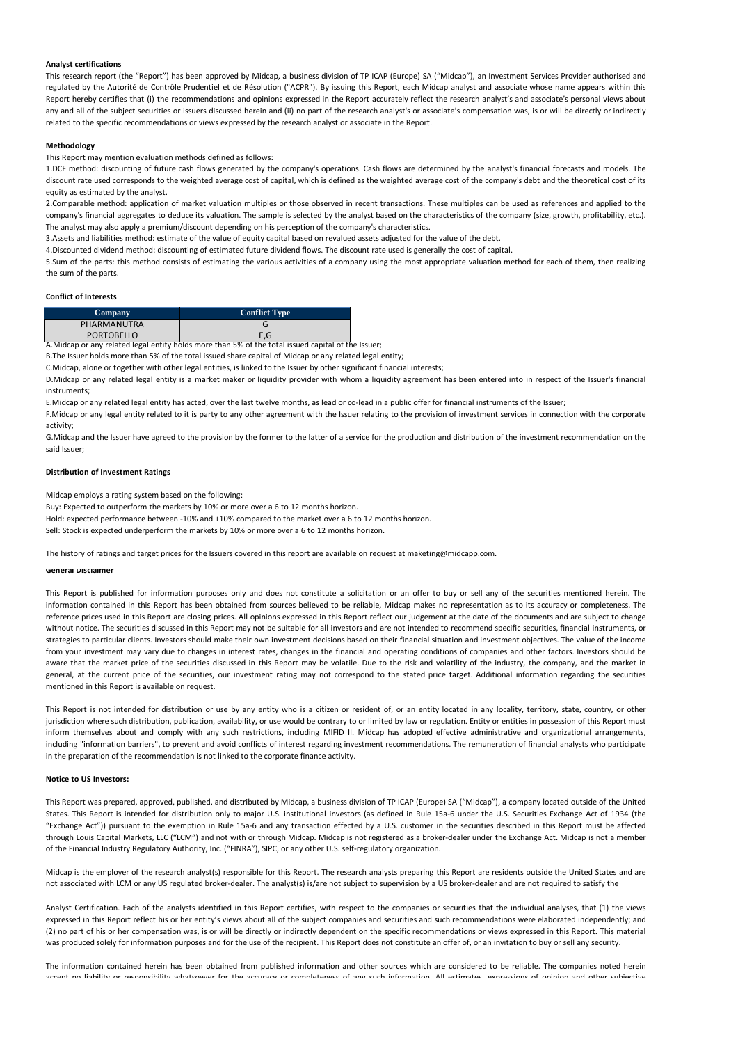### Analyst certifications

This research report (the "Report") has been approved by Midcap, a business division of TP ICAP (Europe) SA ("Midcap"), an Investment Services Provider authorised and regulated by the Autorité de Contrôle Prudentiel et de Résolution ("ACPR"). By issuing this Report, each Midcap analyst and associate whose name appears within this Report hereby certifies that (i) the recommendations and opinions expressed in the Report accurately reflect the research analyst's and associate's personal views about any and all of the subject securities or issuers discussed herein and (ii) no part of the research analyst's or associate's compensation was, is or will be directly or indirectly related to the specific recommendations or views expressed by the research analyst or associate in the Report.

### Methodology

This Report may mention evaluation methods defined as follows:

1.DCF method: discounting of future cash flows generated by the company's operations. Cash flows are determined by the analyst's financial forecasts and models. The discount rate used corresponds to the weighted average cost of capital, which is defined as the weighted average cost of the company's debt and the theoretical cost of its equity as estimated by the analyst.

2.Comparable method: application of market valuation multiples or those observed in recent transactions. These multiples can be used as references and applied to the company's financial aggregates to deduce its valuation. The sample is selected by the analyst based on the characteristics of the company (size, growth, profitability, etc.). The analyst may also apply a premium/discount depending on his perception of the company's characteristics.

3.Assets and liabilities method: estimate of the value of equity capital based on revalued assets adjusted for the value of the debt.

4.Discounted dividend method: discounting of estimated future dividend flows. The discount rate used is generally the cost of capital.

5.Sum of the parts: this method consists of estimating the various activities of a company using the most appropriate valuation method for each of them, then realizing the sum of the parts.

### Conflict of Interests

| Company | Conflict Type |
|---|---|
| PHARMANUTRA | G |
| PORTOBELLO | E,G |

A.Midcap or any related legal entity holds more than 5% of the total issued capital of the Issuer;

B.The Issuer holds more than 5% of the total issued share capital of Midcap or any related legal entity;

C.Midcap, alone or together with other legal entities, is linked to the Issuer by other significant financial interests;

D.Midcap or any related legal entity is a market maker or liquidity provider with whom a liquidity agreement has been entered into in respect of the Issuer's financial instruments;

E.Midcap or any related legal entity has acted, over the last twelve months, as lead or co-lead in a public offer for financial instruments of the Issuer;

F.Midcap or any legal entity related to it is party to any other agreement with the Issuer relating to the provision of investment services in connection with the corporate activity;

G.Midcap and the Issuer have agreed to the provision by the former to the latter of a service for the production and distribution of the investment recommendation on the said Issuer;

### Distribution of Investment Ratings

Midcap employs a rating system based on the following:

Buy: Expected to outperform the markets by 10% or more over a 6 to 12 months horizon.

Hold: expected performance between -10% and +10% compared to the market over a 6 to 12 months horizon.

Sell: Stock is expected underperform the markets by 10% or more over a 6 to 12 months horizon.

The history of ratings and target prices for the Issuers covered in this report are available on request at maketing@midcapp.com.

### General Disclaimer

This Report is published for information purposes only and does not constitute a solicitation or an offer to buy or sell any of the securities mentioned herein. The information contained in this Report has been obtained from sources believed to be reliable, Midcap makes no representation as to its accuracy or completeness. The reference prices used in this Report are closing prices. All opinions expressed in this Report reflect our judgement at the date of the documents and are subject to change without notice. The securities discussed in this Report may not be suitable for all investors and are not intended to recommend specific securities, financial instruments, or strategies to particular clients. Investors should make their own investment decisions based on their financial situation and investment objectives. The value of the income from your investment may vary due to changes in interest rates, changes in the financial and operating conditions of companies and other factors. Investors should be aware that the market price of the securities discussed in this Report may be volatile. Due to the risk and volatility of the industry, the company, and the market in general, at the current price of the securities, our investment rating may not correspond to the stated price target. Additional information regarding the securities mentioned in this Report is available on request.

This Report is not intended for distribution or use by any entity who is a citizen or resident of, or an entity located in any locality, territory, state, country, or other jurisdiction where such distribution, publication, availability, or use would be contrary to or limited by law or regulation. Entity or entities in possession of this Report must inform themselves about and comply with any such restrictions, including MIFID II. Midcap has adopted effective administrative and organizational arrangements, including "information barriers", to prevent and avoid conflicts of interest regarding investment recommendations. The remuneration of financial analysts who participate in the preparation of the recommendation is not linked to the corporate finance activity.

### Notice to US Investors:

This Report was prepared, approved, published, and distributed by Midcap, a business division of TP ICAP (Europe) SA ("Midcap"), a company located outside of the United States. This Report is intended for distribution only to major U.S. institutional investors (as defined in Rule 15a-6 under the U.S. Securities Exchange Act of 1934 (the "Exchange Act")) pursuant to the exemption in Rule 15a-6 and any transaction effected by a U.S. customer in the securities described in this Report must be affected through Louis Capital Markets, LLC ("LCM") and not with or through Midcap. Midcap is not registered as a broker-dealer under the Exchange Act. Midcap is not a member of the Financial Industry Regulatory Authority, Inc. ("FINRA"), SIPC, or any other U.S. self-regulatory organization.

Midcap is the employer of the research analyst(s) responsible for this Report. The research analysts preparing this Report are residents outside the United States and are not associated with LCM or any US regulated broker-dealer. The analyst(s) is/are not subject to supervision by a US broker-dealer and are not required to satisfy the

Analyst Certification. Each of the analysts identified in this Report certifies, with respect to the companies or securities that the individual analyses, that (1) the views expressed in this Report reflect his or her entity's views about all of the subject companies and securities and such recommendations were elaborated independently; and (2) no part of his or her compensation was, is or will be directly or indirectly dependent on the specific recommendations or views expressed in this Report. This material was produced solely for information purposes and for the use of the recipient. This Report does not constitute an offer of, or an invitation to buy or sell any security.

The information contained herein has been obtained from published information and other sources which are considered to be reliable. The companies noted herein accept no liability or responsibility whatsoever for the accuracy or completeness of any such information. All estimates, expressions of opinion and other subjective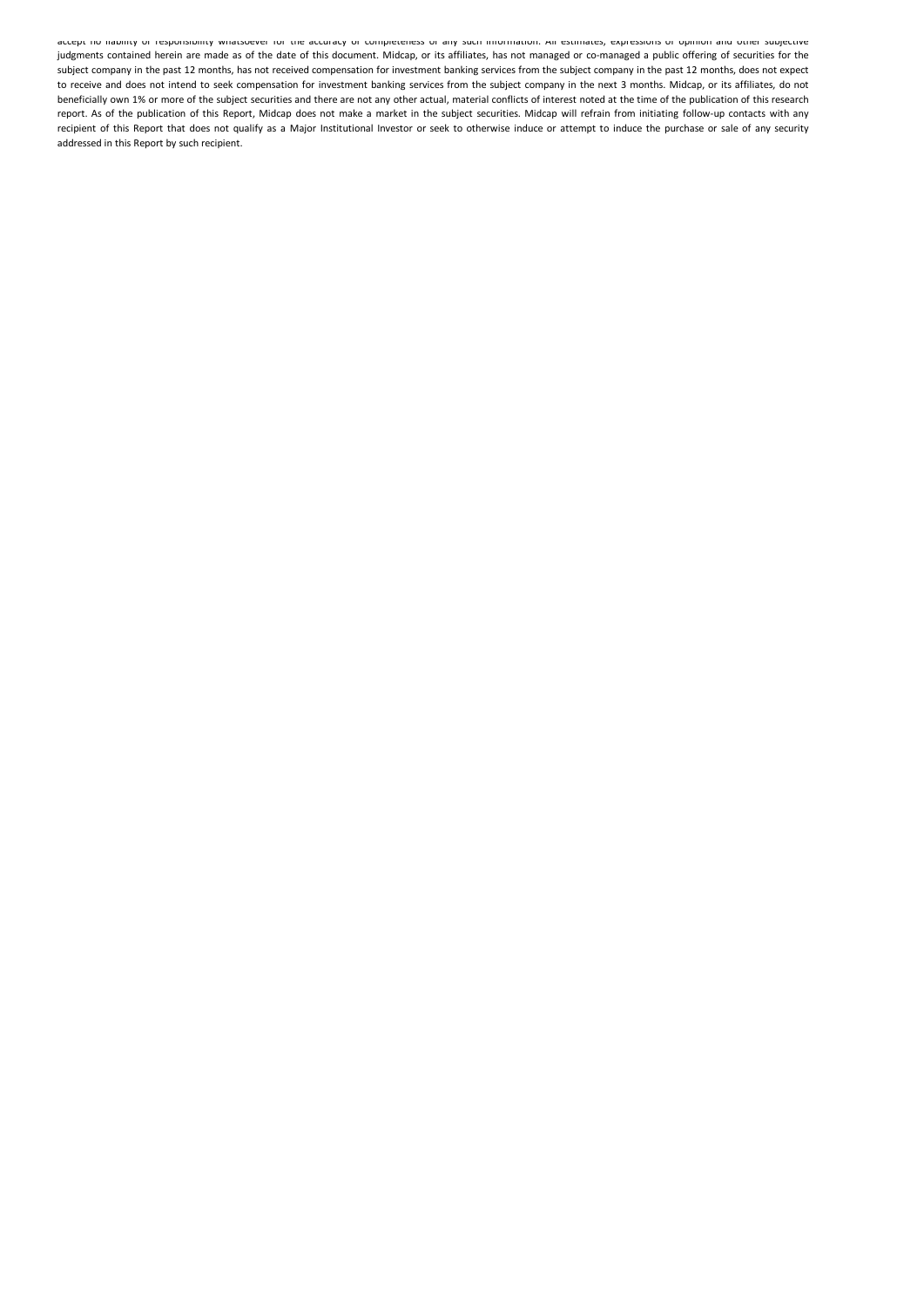accept no liability or responsibility whatsoever for the accuracy or completeness of any such information. All estimates, expressions of opinion and other subjective judgments contained herein are made as of the date of this document. Midcap, or its affiliates, has not managed or co-managed a public offering of securities for the subject company in the past 12 months, has not received compensation for investment banking services from the subject company in the past 12 months, does not expect to receive and does not intend to seek compensation for investment banking services from the subject company in the next 3 months. Midcap, or its affiliates, do not beneficially own 1% or more of the subject securities and there are not any other actual, material conflicts of interest noted at the time of the publication of this research report. As of the publication of this Report, Midcap does not make a market in the subject securities. Midcap will refrain from initiating follow-up contacts with any recipient of this Report that does not qualify as a Major Institutional Investor or seek to otherwise induce or attempt to induce the purchase or sale of any security addressed in this Report by such recipient.